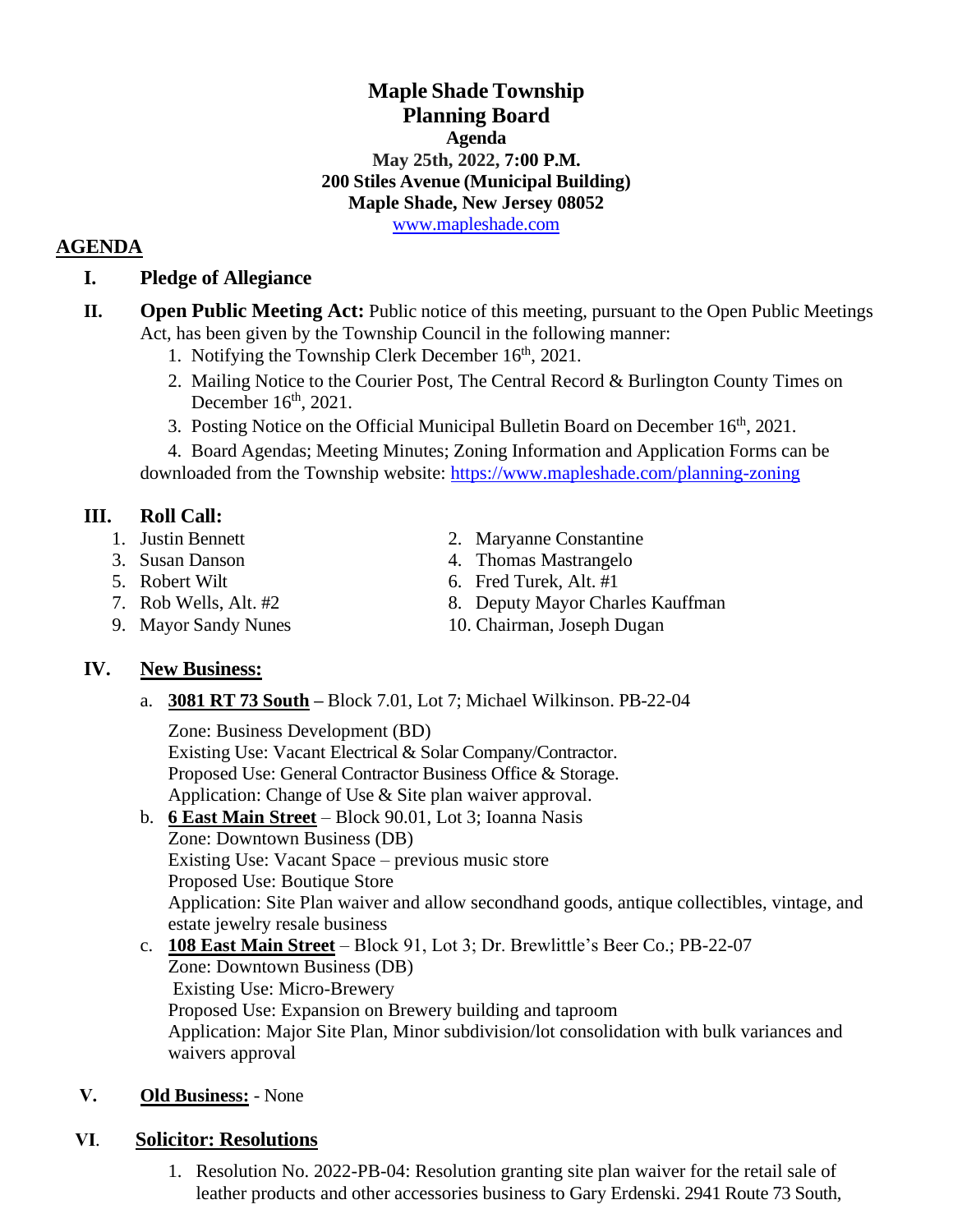# Maple Shade Township
## Planning Board
### Agenda

**May 25th, 2022, 7:00 P.M.**
**200 Stiles Avenue (Municipal Building)**
**Maple Shade, New Jersey 08052**
www.mapleshade.com

## AGENDA

**I. Pledge of Allegiance**

**II. Open Public Meeting Act:** Public notice of this meeting, pursuant to the Open Public Meetings Act, has been given by the Township Council in the following manner:

1. Notifying the Township Clerk December 16th, 2021.
2. Mailing Notice to the Courier Post, The Central Record & Burlington County Times on December 16th, 2021.
3. Posting Notice on the Official Municipal Bulletin Board on December 16th, 2021.
4. Board Agendas; Meeting Minutes; Zoning Information and Application Forms can be downloaded from the Township website: https://www.mapleshade.com/planning-zoning

**III. Roll Call:**

1. Justin Bennett
2. Maryanne Constantine
3. Susan Danson
4. Thomas Mastrangelo
5. Robert Wilt
6. Fred Turek, Alt. #1
7. Rob Wells, Alt. #2
8. Deputy Mayor Charles Kauffman
9. Mayor Sandy Nunes
10. Chairman, Joseph Dugan

**IV. New Business:**

a. **3081 RT 73 South** – Block 7.01, Lot 7; Michael Wilkinson. PB-22-04

   Zone: Business Development (BD)
   Existing Use: Vacant Electrical & Solar Company/Contractor.
   Proposed Use: General Contractor Business Office & Storage.
   Application: Change of Use & Site plan waiver approval.

b. **6 East Main Street** – Block 90.01, Lot 3; Ioanna Nasis
   Zone: Downtown Business (DB)
   Existing Use: Vacant Space – previous music store
   Proposed Use: Boutique Store
   Application: Site Plan waiver and allow secondhand goods, antique collectibles, vintage, and estate jewelry resale business

c. **108 East Main Street** – Block 91, Lot 3; Dr. Brewlittle's Beer Co.; PB-22-07
   Zone: Downtown Business (DB)
   Existing Use: Micro-Brewery
   Proposed Use: Expansion on Brewery building and taproom
   Application: Major Site Plan, Minor subdivision/lot consolidation with bulk variances and waivers approval

**V. Old Business:** - None

**VI. Solicitor: Resolutions**

1. Resolution No. 2022-PB-04: Resolution granting site plan waiver for the retail sale of leather products and other accessories business to Gary Erdenski. 2941 Route 73 South,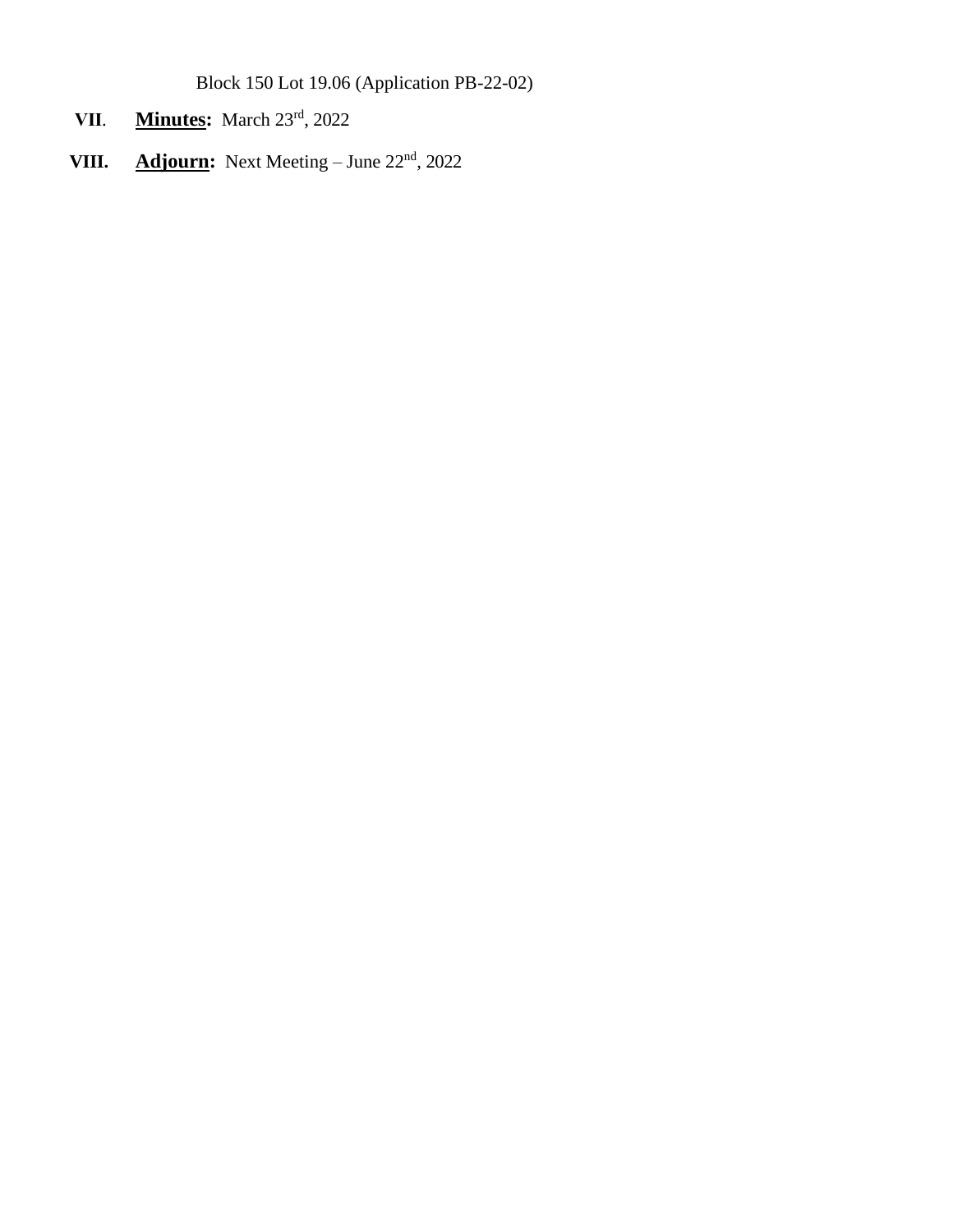Block 150 Lot 19.06 (Application PB-22-02)

**VII**. **Minutes:** March 23rd, 2022

**VIII.** **Adjourn:** Next Meeting – June 22nd, 2022